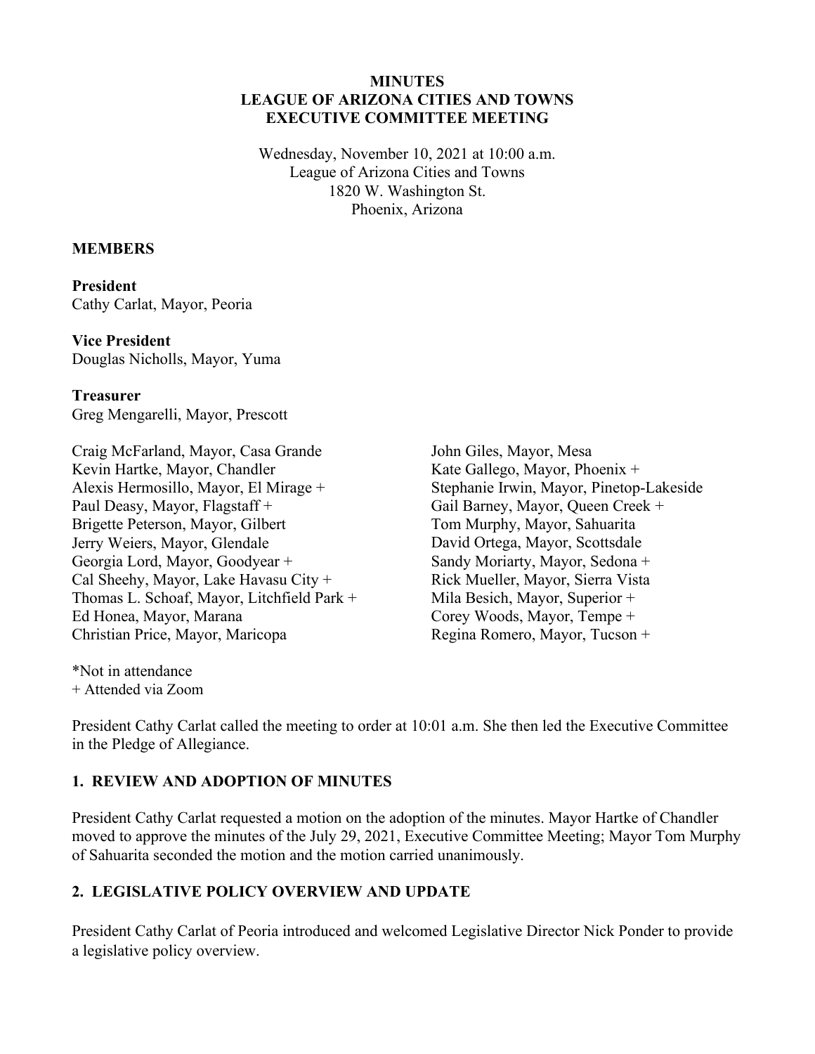# MINUTES
# LEAGUE OF ARIZONA CITIES AND TOWNS
# EXECUTIVE COMMITTEE MEETING

Wednesday, November 10, 2021 at 10:00 a.m.
League of Arizona Cities and Towns
1820 W. Washington St.
Phoenix, Arizona

**MEMBERS**

**President**
Cathy Carlat, Mayor, Peoria

**Vice President**
Douglas Nicholls, Mayor, Yuma

**Treasurer**
Greg Mengarelli, Mayor, Prescott

Craig McFarland, Mayor, Casa Grande
Kevin Hartke, Mayor, Chandler
Alexis Hermosillo, Mayor, El Mirage +
Paul Deasy, Mayor, Flagstaff +
Brigette Peterson, Mayor, Gilbert
Jerry Weiers, Mayor, Glendale
Georgia Lord, Mayor, Goodyear +
Cal Sheehy, Mayor, Lake Havasu City +
Thomas L. Schoaf, Mayor, Litchfield Park +
Ed Honea, Mayor, Marana
Christian Price, Mayor, Maricopa
John Giles, Mayor, Mesa
Kate Gallego, Mayor, Phoenix +
Stephanie Irwin, Mayor, Pinetop-Lakeside
Gail Barney, Mayor, Queen Creek +
Tom Murphy, Mayor, Sahuarita
David Ortega, Mayor, Scottsdale
Sandy Moriarty, Mayor, Sedona +
Rick Mueller, Mayor, Sierra Vista
Mila Besich, Mayor, Superior +
Corey Woods, Mayor, Tempe +
Regina Romero, Mayor, Tucson +

*Not in attendance
+ Attended via Zoom

President Cathy Carlat called the meeting to order at 10:01 a.m. She then led the Executive Committee in the Pledge of Allegiance.

## 1. REVIEW AND ADOPTION OF MINUTES

President Cathy Carlat requested a motion on the adoption of the minutes. Mayor Hartke of Chandler moved to approve the minutes of the July 29, 2021, Executive Committee Meeting; Mayor Tom Murphy of Sahuarita seconded the motion and the motion carried unanimously.

## 2. LEGISLATIVE POLICY OVERVIEW AND UPDATE

President Cathy Carlat of Peoria introduced and welcomed Legislative Director Nick Ponder to provide a legislative policy overview.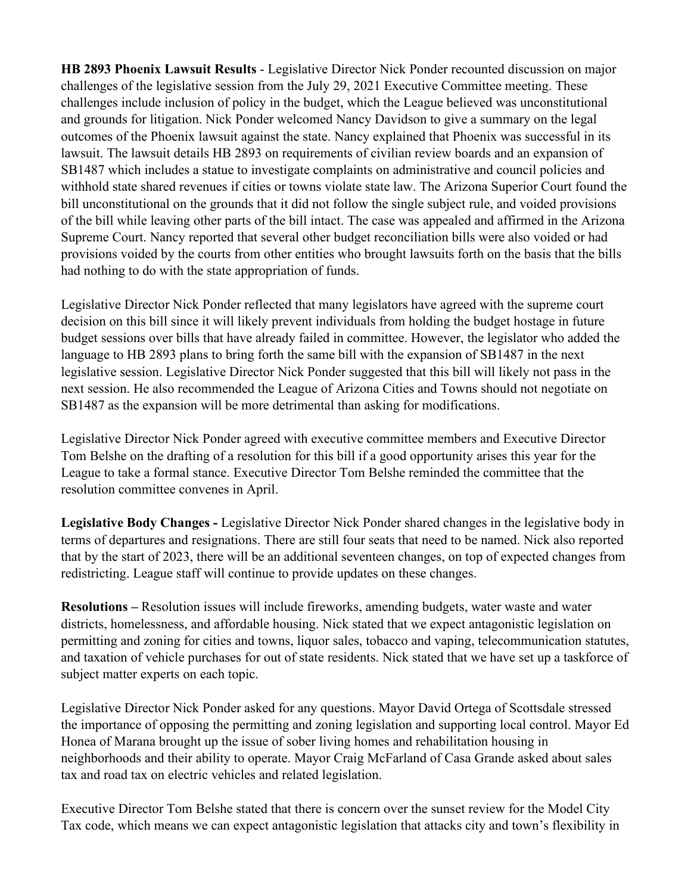**HB 2893 Phoenix Lawsuit Results** - Legislative Director Nick Ponder recounted discussion on major challenges of the legislative session from the July 29, 2021 Executive Committee meeting. These challenges include inclusion of policy in the budget, which the League believed was unconstitutional and grounds for litigation. Nick Ponder welcomed Nancy Davidson to give a summary on the legal outcomes of the Phoenix lawsuit against the state. Nancy explained that Phoenix was successful in its lawsuit. The lawsuit details HB 2893 on requirements of civilian review boards and an expansion of SB1487 which includes a statue to investigate complaints on administrative and council policies and withhold state shared revenues if cities or towns violate state law. The Arizona Superior Court found the bill unconstitutional on the grounds that it did not follow the single subject rule, and voided provisions of the bill while leaving other parts of the bill intact. The case was appealed and affirmed in the Arizona Supreme Court. Nancy reported that several other budget reconciliation bills were also voided or had provisions voided by the courts from other entities who brought lawsuits forth on the basis that the bills had nothing to do with the state appropriation of funds.

Legislative Director Nick Ponder reflected that many legislators have agreed with the supreme court decision on this bill since it will likely prevent individuals from holding the budget hostage in future budget sessions over bills that have already failed in committee. However, the legislator who added the language to HB 2893 plans to bring forth the same bill with the expansion of SB1487 in the next legislative session. Legislative Director Nick Ponder suggested that this bill will likely not pass in the next session. He also recommended the League of Arizona Cities and Towns should not negotiate on SB1487 as the expansion will be more detrimental than asking for modifications.

Legislative Director Nick Ponder agreed with executive committee members and Executive Director Tom Belshe on the drafting of a resolution for this bill if a good opportunity arises this year for the League to take a formal stance. Executive Director Tom Belshe reminded the committee that the resolution committee convenes in April.

**Legislative Body Changes -** Legislative Director Nick Ponder shared changes in the legislative body in terms of departures and resignations. There are still four seats that need to be named. Nick also reported that by the start of 2023, there will be an additional seventeen changes, on top of expected changes from redistricting. League staff will continue to provide updates on these changes.

**Resolutions –** Resolution issues will include fireworks, amending budgets, water waste and water districts, homelessness, and affordable housing. Nick stated that we expect antagonistic legislation on permitting and zoning for cities and towns, liquor sales, tobacco and vaping, telecommunication statutes, and taxation of vehicle purchases for out of state residents. Nick stated that we have set up a taskforce of subject matter experts on each topic.

Legislative Director Nick Ponder asked for any questions. Mayor David Ortega of Scottsdale stressed the importance of opposing the permitting and zoning legislation and supporting local control. Mayor Ed Honea of Marana brought up the issue of sober living homes and rehabilitation housing in neighborhoods and their ability to operate. Mayor Craig McFarland of Casa Grande asked about sales tax and road tax on electric vehicles and related legislation.

Executive Director Tom Belshe stated that there is concern over the sunset review for the Model City Tax code, which means we can expect antagonistic legislation that attacks city and town's flexibility in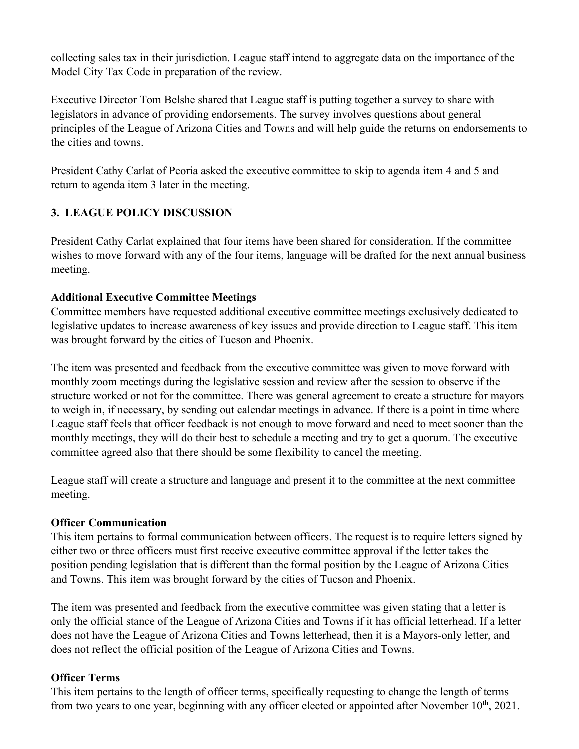collecting sales tax in their jurisdiction. League staff intend to aggregate data on the importance of the Model City Tax Code in preparation of the review.

Executive Director Tom Belshe shared that League staff is putting together a survey to share with legislators in advance of providing endorsements. The survey involves questions about general principles of the League of Arizona Cities and Towns and will help guide the returns on endorsements to the cities and towns.

President Cathy Carlat of Peoria asked the executive committee to skip to agenda item 4 and 5 and return to agenda item 3 later in the meeting.

## 3. LEAGUE POLICY DISCUSSION

President Cathy Carlat explained that four items have been shared for consideration. If the committee wishes to move forward with any of the four items, language will be drafted for the next annual business meeting.

### Additional Executive Committee Meetings

Committee members have requested additional executive committee meetings exclusively dedicated to legislative updates to increase awareness of key issues and provide direction to League staff. This item was brought forward by the cities of Tucson and Phoenix.

The item was presented and feedback from the executive committee was given to move forward with monthly zoom meetings during the legislative session and review after the session to observe if the structure worked or not for the committee. There was general agreement to create a structure for mayors to weigh in, if necessary, by sending out calendar meetings in advance. If there is a point in time where League staff feels that officer feedback is not enough to move forward and need to meet sooner than the monthly meetings, they will do their best to schedule a meeting and try to get a quorum. The executive committee agreed also that there should be some flexibility to cancel the meeting.

League staff will create a structure and language and present it to the committee at the next committee meeting.

### Officer Communication

This item pertains to formal communication between officers. The request is to require letters signed by either two or three officers must first receive executive committee approval if the letter takes the position pending legislation that is different than the formal position by the League of Arizona Cities and Towns. This item was brought forward by the cities of Tucson and Phoenix.

The item was presented and feedback from the executive committee was given stating that a letter is only the official stance of the League of Arizona Cities and Towns if it has official letterhead. If a letter does not have the League of Arizona Cities and Towns letterhead, then it is a Mayors-only letter, and does not reflect the official position of the League of Arizona Cities and Towns.

### Officer Terms

This item pertains to the length of officer terms, specifically requesting to change the length of terms from two years to one year, beginning with any officer elected or appointed after November 10th, 2021.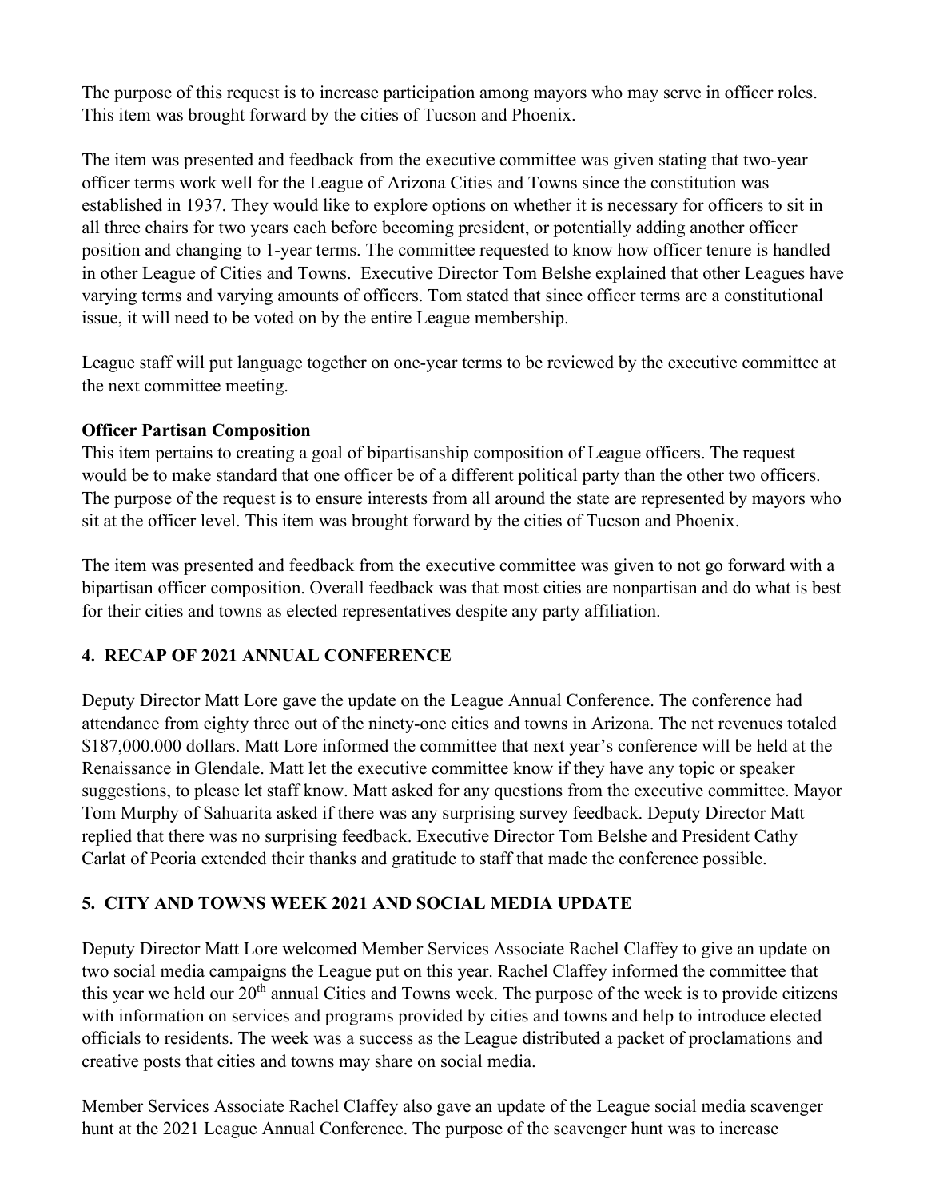The purpose of this request is to increase participation among mayors who may serve in officer roles. This item was brought forward by the cities of Tucson and Phoenix.

The item was presented and feedback from the executive committee was given stating that two-year officer terms work well for the League of Arizona Cities and Towns since the constitution was established in 1937. They would like to explore options on whether it is necessary for officers to sit in all three chairs for two years each before becoming president, or potentially adding another officer position and changing to 1-year terms. The committee requested to know how officer tenure is handled in other League of Cities and Towns. Executive Director Tom Belshe explained that other Leagues have varying terms and varying amounts of officers. Tom stated that since officer terms are a constitutional issue, it will need to be voted on by the entire League membership.

League staff will put language together on one-year terms to be reviewed by the executive committee at the next committee meeting.

**Officer Partisan Composition**

This item pertains to creating a goal of bipartisanship composition of League officers. The request would be to make standard that one officer be of a different political party than the other two officers. The purpose of the request is to ensure interests from all around the state are represented by mayors who sit at the officer level. This item was brought forward by the cities of Tucson and Phoenix.

The item was presented and feedback from the executive committee was given to not go forward with a bipartisan officer composition. Overall feedback was that most cities are nonpartisan and do what is best for their cities and towns as elected representatives despite any party affiliation.

## 4. RECAP OF 2021 ANNUAL CONFERENCE

Deputy Director Matt Lore gave the update on the League Annual Conference. The conference had attendance from eighty three out of the ninety-one cities and towns in Arizona. The net revenues totaled $187,000.000 dollars. Matt Lore informed the committee that next year's conference will be held at the Renaissance in Glendale. Matt let the executive committee know if they have any topic or speaker suggestions, to please let staff know. Matt asked for any questions from the executive committee. Mayor Tom Murphy of Sahuarita asked if there was any surprising survey feedback. Deputy Director Matt replied that there was no surprising feedback. Executive Director Tom Belshe and President Cathy Carlat of Peoria extended their thanks and gratitude to staff that made the conference possible.

## 5. CITY AND TOWNS WEEK 2021 AND SOCIAL MEDIA UPDATE

Deputy Director Matt Lore welcomed Member Services Associate Rachel Claffey to give an update on two social media campaigns the League put on this year. Rachel Claffey informed the committee that this year we held our 20th annual Cities and Towns week. The purpose of the week is to provide citizens with information on services and programs provided by cities and towns and help to introduce elected officials to residents. The week was a success as the League distributed a packet of proclamations and creative posts that cities and towns may share on social media.

Member Services Associate Rachel Claffey also gave an update of the League social media scavenger hunt at the 2021 League Annual Conference. The purpose of the scavenger hunt was to increase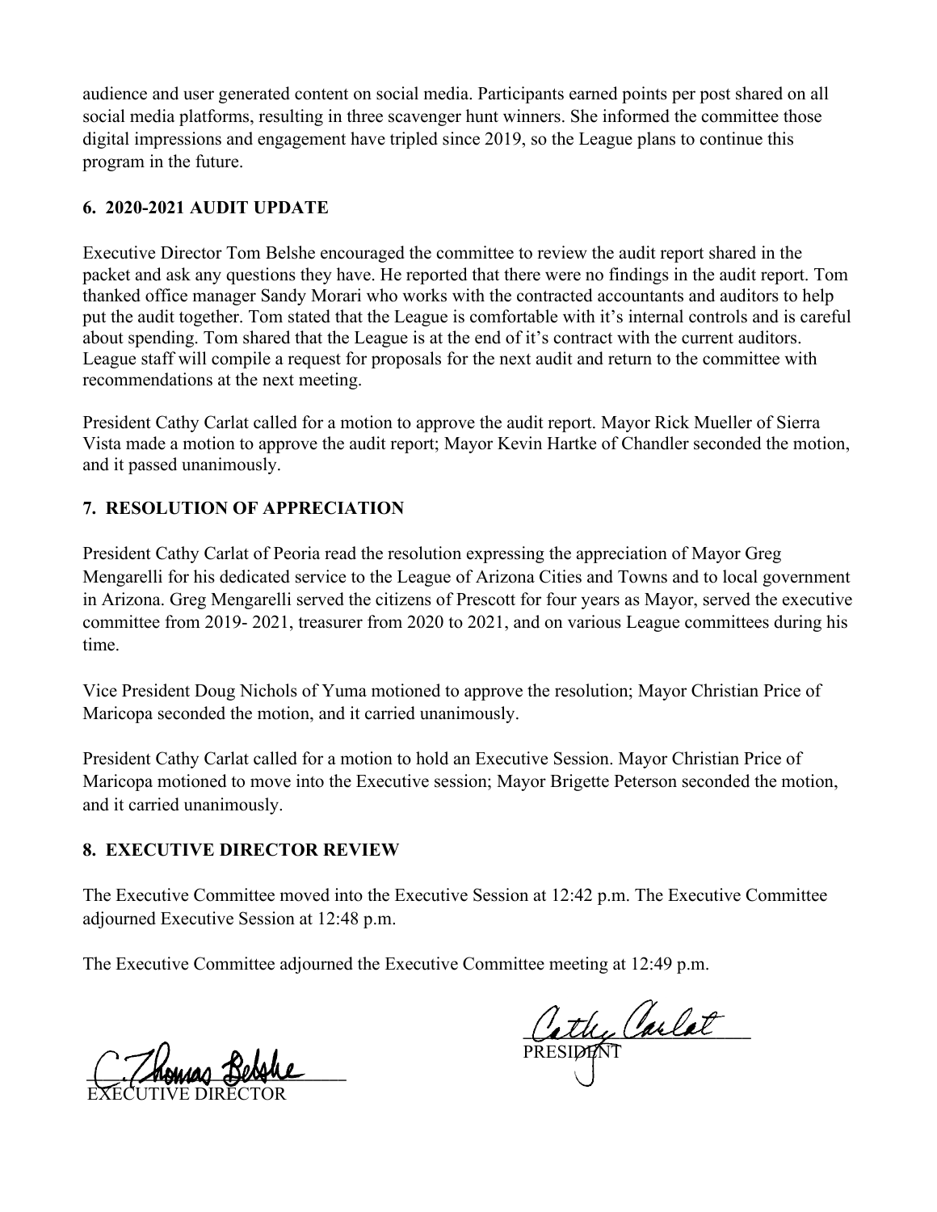audience and user generated content on social media. Participants earned points per post shared on all social media platforms, resulting in three scavenger hunt winners. She informed the committee those digital impressions and engagement have tripled since 2019, so the League plans to continue this program in the future.

## 6. 2020-2021 AUDIT UPDATE

Executive Director Tom Belshe encouraged the committee to review the audit report shared in the packet and ask any questions they have. He reported that there were no findings in the audit report. Tom thanked office manager Sandy Morari who works with the contracted accountants and auditors to help put the audit together. Tom stated that the League is comfortable with it's internal controls and is careful about spending. Tom shared that the League is at the end of it's contract with the current auditors. League staff will compile a request for proposals for the next audit and return to the committee with recommendations at the next meeting.

President Cathy Carlat called for a motion to approve the audit report. Mayor Rick Mueller of Sierra Vista made a motion to approve the audit report; Mayor Kevin Hartke of Chandler seconded the motion, and it passed unanimously.

## 7. RESOLUTION OF APPRECIATION

President Cathy Carlat of Peoria read the resolution expressing the appreciation of Mayor Greg Mengarelli for his dedicated service to the League of Arizona Cities and Towns and to local government in Arizona. Greg Mengarelli served the citizens of Prescott for four years as Mayor, served the executive committee from 2019- 2021, treasurer from 2020 to 2021, and on various League committees during his time.

Vice President Doug Nichols of Yuma motioned to approve the resolution; Mayor Christian Price of Maricopa seconded the motion, and it carried unanimously.

President Cathy Carlat called for a motion to hold an Executive Session. Mayor Christian Price of Maricopa motioned to move into the Executive session; Mayor Brigette Peterson seconded the motion, and it carried unanimously.

## 8. EXECUTIVE DIRECTOR REVIEW

The Executive Committee moved into the Executive Session at 12:42 p.m. The Executive Committee adjourned Executive Session at 12:48 p.m.

The Executive Committee adjourned the Executive Committee meeting at 12:49 p.m.

C. Thomas Belshe
EXECUTIVE DIRECTOR

Cathy Carlat
PRESIDENT